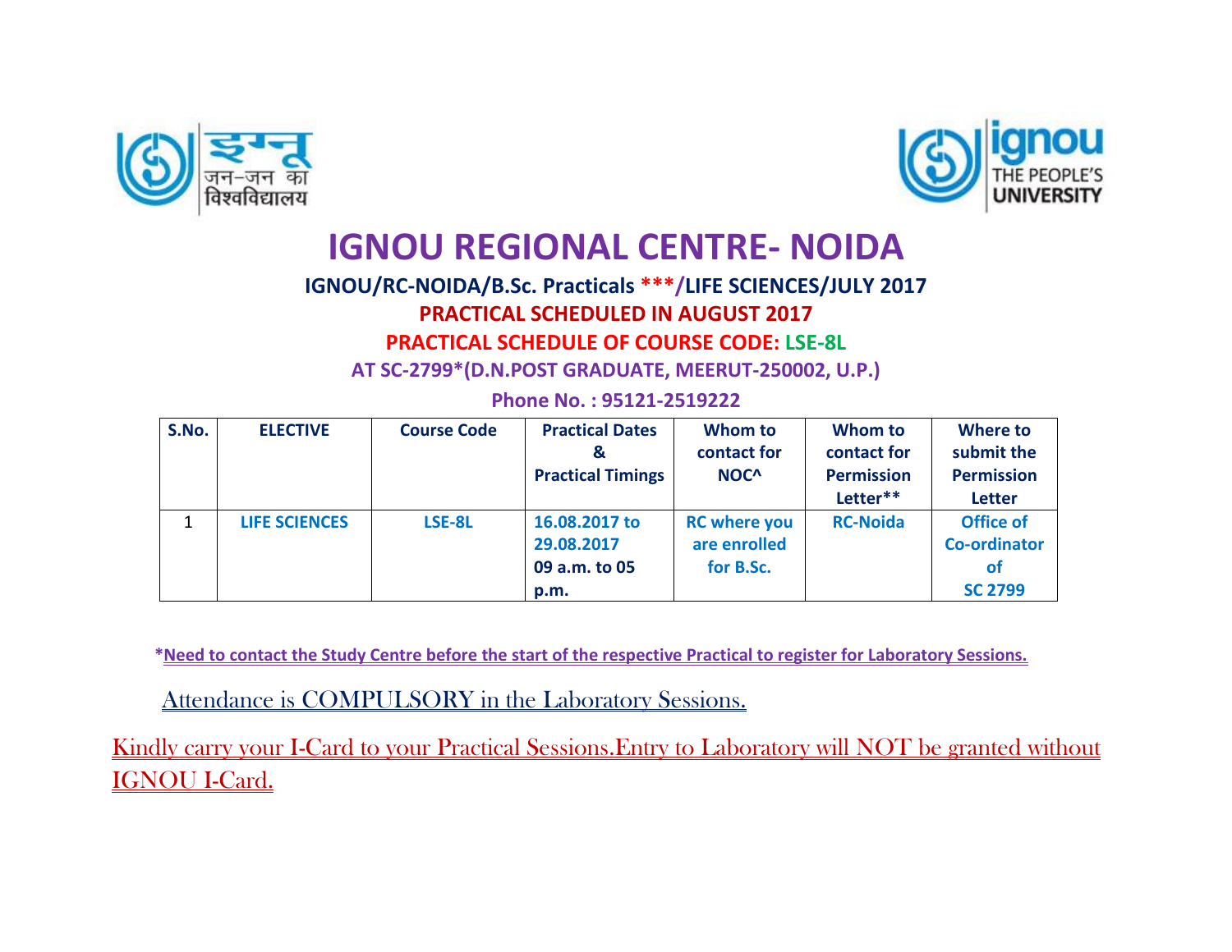# IGNOU REGIONAL CENTRE- NOIDA

**IGNOU/RC-NOIDA/B.Sc. Practicals ***/LIFE SCIENCES/JULY 2017**

**PRACTICAL SCHEDULED IN AUGUST 2017**

**PRACTICAL SCHEDULE OF COURSE CODE: LSE-8L**

**AT SC-2799*(D.N.POST GRADUATE, MEERUT-250002, U.P.)**

**Phone No. : 95121-2519222**

| S.No. | ELECTIVE | Course Code | Practical Dates & Practical Timings | Whom to contact for NOC^ | Whom to contact for Permission Letter** | Where to submit the Permission Letter |
|---|---|---|---|---|---|---|
| 1 | LIFE SCIENCES | LSE-8L | 16.08.2017 to 29.08.2017 09 a.m. to 05 p.m. | RC where you are enrolled for B.Sc. | RC-Noida | Office of Co-ordinator of SC 2799 |

***Need to contact the Study Centre before the start of the respective Practical to register for Laboratory Sessions.**

Attendance is COMPULSORY in the Laboratory Sessions.

Kindly carry your I-Card to your Practical Sessions.Entry to Laboratory will NOT be granted without IGNOU I-Card.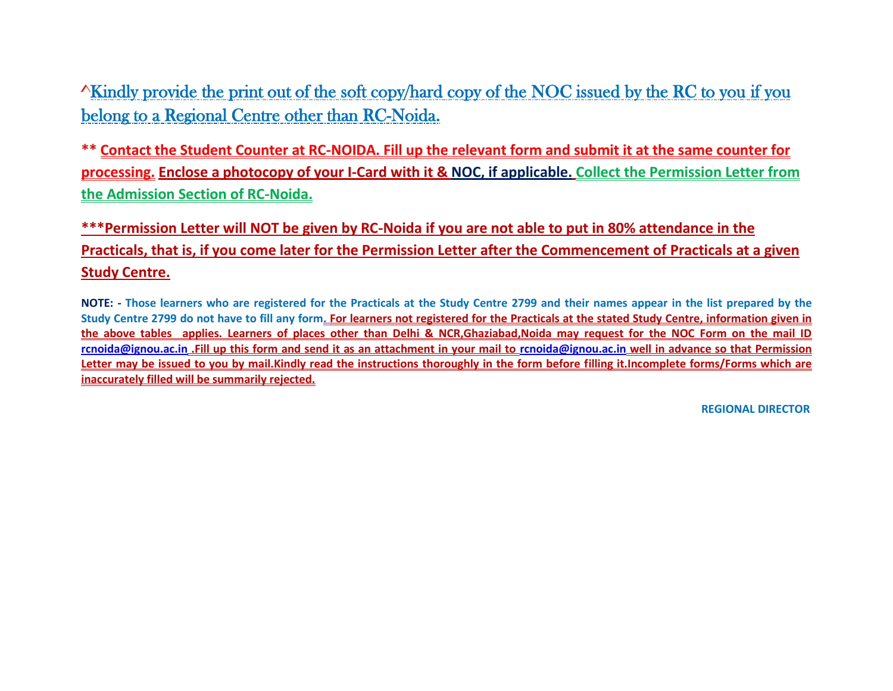^Kindly provide the print out of the soft copy/hard copy of the NOC issued by the RC to you if you belong to a Regional Centre other than RC-Noida.

**** Contact the Student Counter at RC-NOIDA. Fill up the relevant form and submit it at the same counter for processing. Enclose a photocopy of your I-Card with it & NOC, if applicable. Collect the Permission Letter from the Admission Section of RC-Noida.**

*****Permission Letter will NOT be given by RC-Noida if you are not able to put in 80% attendance in the Practicals, that is, if you come later for the Permission Letter after the Commencement of Practicals at a given Study Centre.**

**NOTE: - Those learners who are registered for the Practicals at the Study Centre 2799 and their names appear in the list prepared by the Study Centre 2799 do not have to fill any form. For learners not registered for the Practicals at the stated Study Centre, information given in the above tables applies. Learners of places other than Delhi & NCR,Ghaziabad,Noida may request for the NOC Form on the mail ID rcnoida@ignou.ac.in .Fill up this form and send it as an attachment in your mail to rcnoida@ignou.ac.in well in advance so that Permission Letter may be issued to you by mail.Kindly read the instructions thoroughly in the form before filling it.Incomplete forms/Forms which are inaccurately filled will be summarily rejected.**

**REGIONAL DIRECTOR**